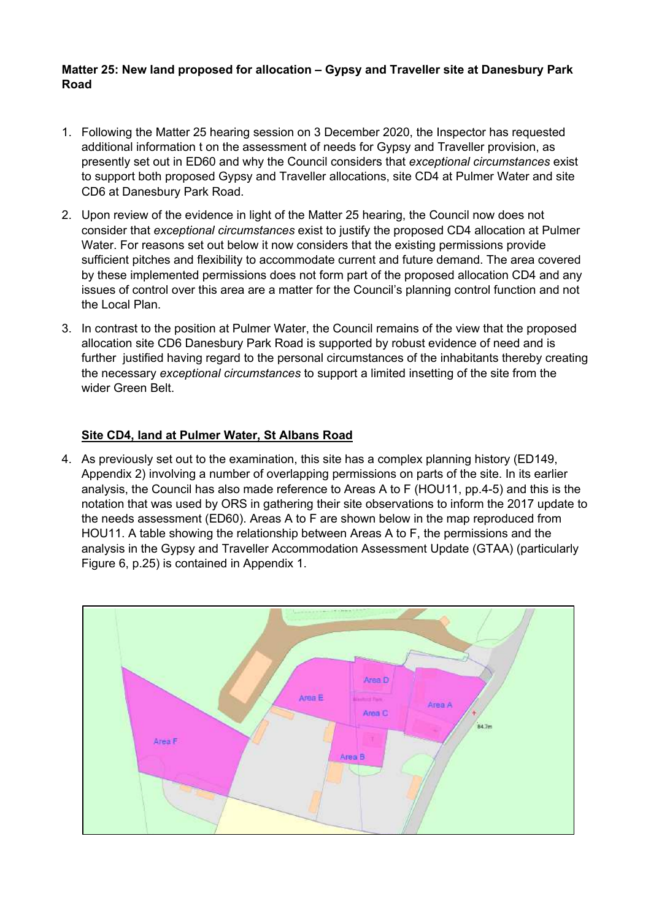**Matter 25: New land proposed for allocation – Gypsy and Traveller site at Danesbury Park Road**

1. Following the Matter 25 hearing session on 3 December 2020, the Inspector has requested additional information t on the assessment of needs for Gypsy and Traveller provision, as presently set out in ED60 and why the Council considers that *exceptional circumstances* exist to support both proposed Gypsy and Traveller allocations, site CD4 at Pulmer Water and site CD6 at Danesbury Park Road.

2. Upon review of the evidence in light of the Matter 25 hearing, the Council now does not consider that *exceptional circumstances* exist to justify the proposed CD4 allocation at Pulmer Water. For reasons set out below it now considers that the existing permissions provide sufficient pitches and flexibility to accommodate current and future demand. The area covered by these implemented permissions does not form part of the proposed allocation CD4 and any issues of control over this area are a matter for the Council's planning control function and not the Local Plan.

3. In contrast to the position at Pulmer Water, the Council remains of the view that the proposed allocation site CD6 Danesbury Park Road is supported by robust evidence of need and is further justified having regard to the personal circumstances of the inhabitants thereby creating the necessary *exceptional circumstances* to support a limited insetting of the site from the wider Green Belt.

**Site CD4, land at Pulmer Water, St Albans Road**

4. As previously set out to the examination, this site has a complex planning history (ED149, Appendix 2) involving a number of overlapping permissions on parts of the site. In its earlier analysis, the Council has also made reference to Areas A to F (HOU11, pp.4-5) and this is the notation that was used by ORS in gathering their site observations to inform the 2017 update to the needs assessment (ED60). Areas A to F are shown below in the map reproduced from HOU11. A table showing the relationship between Areas A to F, the permissions and the analysis in the Gypsy and Traveller Accommodation Assessment Update (GTAA) (particularly Figure 6, p.25) is contained in Appendix 1.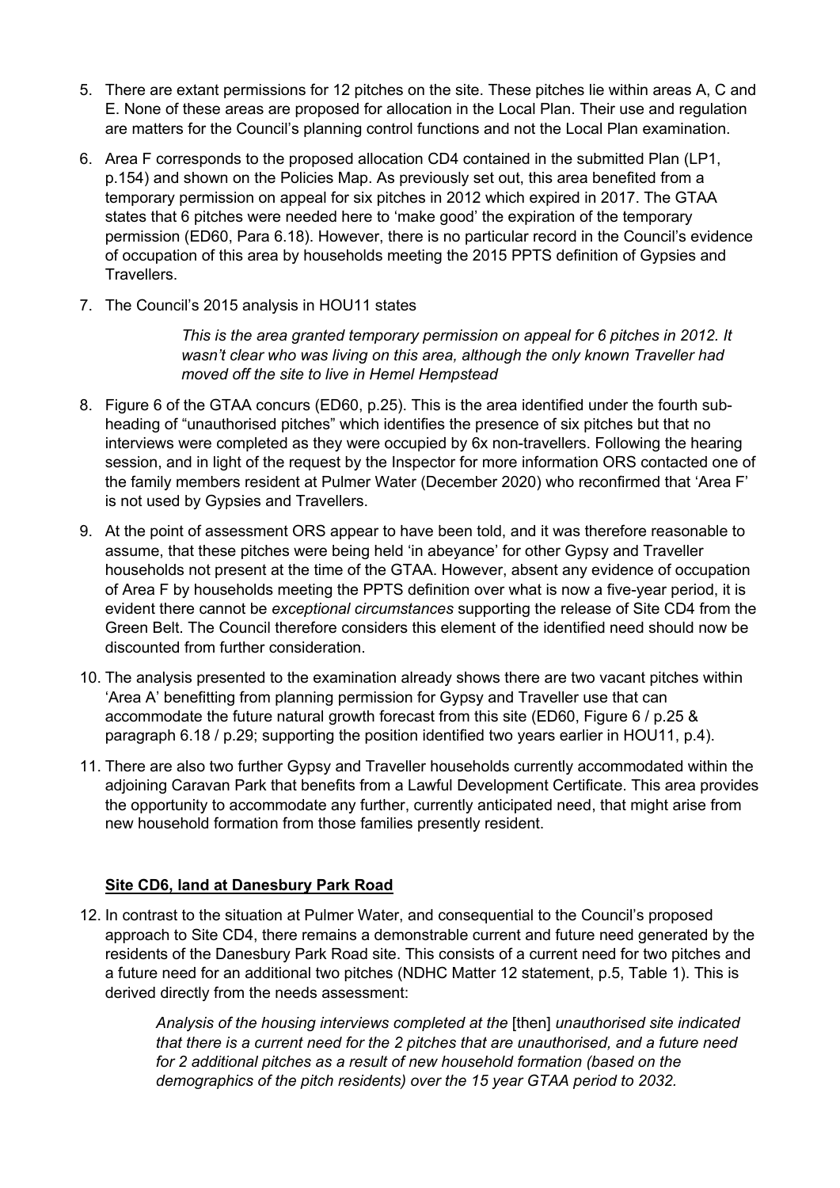5. There are extant permissions for 12 pitches on the site. These pitches lie within areas A, C and E. None of these areas are proposed for allocation in the Local Plan. Their use and regulation are matters for the Council's planning control functions and not the Local Plan examination.

6. Area F corresponds to the proposed allocation CD4 contained in the submitted Plan (LP1, p.154) and shown on the Policies Map. As previously set out, this area benefited from a temporary permission on appeal for six pitches in 2012 which expired in 2017. The GTAA states that 6 pitches were needed here to 'make good' the expiration of the temporary permission (ED60, Para 6.18). However, there is no particular record in the Council's evidence of occupation of this area by households meeting the 2015 PPTS definition of Gypsies and Travellers.

7. The Council's 2015 analysis in HOU11 states

   > *This is the area granted temporary permission on appeal for 6 pitches in 2012. It wasn't clear who was living on this area, although the only known Traveller had moved off the site to live in Hemel Hempstead*

8. Figure 6 of the GTAA concurs (ED60, p.25). This is the area identified under the fourth sub-heading of "unauthorised pitches" which identifies the presence of six pitches but that no interviews were completed as they were occupied by 6x non-travellers. Following the hearing session, and in light of the request by the Inspector for more information ORS contacted one of the family members resident at Pulmer Water (December 2020) who reconfirmed that 'Area F' is not used by Gypsies and Travellers.

9. At the point of assessment ORS appear to have been told, and it was therefore reasonable to assume, that these pitches were being held 'in abeyance' for other Gypsy and Traveller households not present at the time of the GTAA. However, absent any evidence of occupation of Area F by households meeting the PPTS definition over what is now a five-year period, it is evident there cannot be *exceptional circumstances* supporting the release of Site CD4 from the Green Belt. The Council therefore considers this element of the identified need should now be discounted from further consideration.

10. The analysis presented to the examination already shows there are two vacant pitches within 'Area A' benefitting from planning permission for Gypsy and Traveller use that can accommodate the future natural growth forecast from this site (ED60, Figure 6 / p.25 & paragraph 6.18 / p.29; supporting the position identified two years earlier in HOU11, p.4).

11. There are also two further Gypsy and Traveller households currently accommodated within the adjoining Caravan Park that benefits from a Lawful Development Certificate. This area provides the opportunity to accommodate any further, currently anticipated need, that might arise from new household formation from those families presently resident.

**Site CD6, land at Danesbury Park Road**

12. In contrast to the situation at Pulmer Water, and consequential to the Council's proposed approach to Site CD4, there remains a demonstrable current and future need generated by the residents of the Danesbury Park Road site. This consists of a current need for two pitches and a future need for an additional two pitches (NDHC Matter 12 statement, p.5, Table 1). This is derived directly from the needs assessment:

    > *Analysis of the housing interviews completed at the* [then] *unauthorised site indicated that there is a current need for the 2 pitches that are unauthorised, and a future need for 2 additional pitches as a result of new household formation (based on the demographics of the pitch residents) over the 15 year GTAA period to 2032.*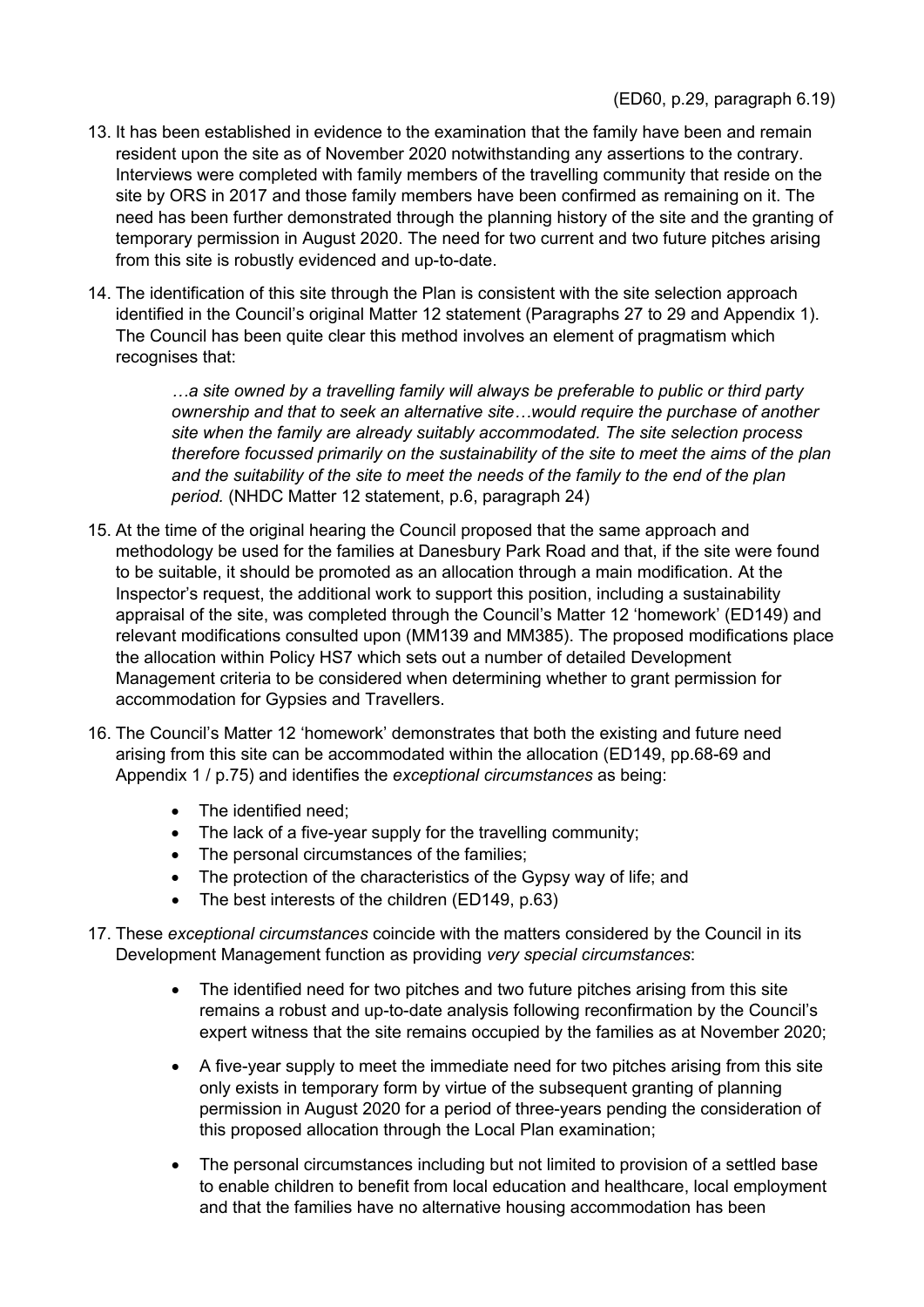(ED60, p.29, paragraph 6.19)

13. It has been established in evidence to the examination that the family have been and remain resident upon the site as of November 2020 notwithstanding any assertions to the contrary. Interviews were completed with family members of the travelling community that reside on the site by ORS in 2017 and those family members have been confirmed as remaining on it. The need has been further demonstrated through the planning history of the site and the granting of temporary permission in August 2020. The need for two current and two future pitches arising from this site is robustly evidenced and up-to-date.

14. The identification of this site through the Plan is consistent with the site selection approach identified in the Council's original Matter 12 statement (Paragraphs 27 to 29 and Appendix 1). The Council has been quite clear this method involves an element of pragmatism which recognises that:

    > *…a site owned by a travelling family will always be preferable to public or third party ownership and that to seek an alternative site…would require the purchase of another site when the family are already suitably accommodated. The site selection process therefore focussed primarily on the sustainability of the site to meet the aims of the plan and the suitability of the site to meet the needs of the family to the end of the plan period.* (NHDC Matter 12 statement, p.6, paragraph 24)

15. At the time of the original hearing the Council proposed that the same approach and methodology be used for the families at Danesbury Park Road and that, if the site were found to be suitable, it should be promoted as an allocation through a main modification. At the Inspector's request, the additional work to support this position, including a sustainability appraisal of the site, was completed through the Council's Matter 12 'homework' (ED149) and relevant modifications consulted upon (MM139 and MM385). The proposed modifications place the allocation within Policy HS7 which sets out a number of detailed Development Management criteria to be considered when determining whether to grant permission for accommodation for Gypsies and Travellers.

16. The Council's Matter 12 'homework' demonstrates that both the existing and future need arising from this site can be accommodated within the allocation (ED149, pp.68-69 and Appendix 1 / p.75) and identifies the *exceptional circumstances* as being:
    - The identified need;
    - The lack of a five-year supply for the travelling community;
    - The personal circumstances of the families;
    - The protection of the characteristics of the Gypsy way of life; and
    - The best interests of the children (ED149, p.63)

17. These *exceptional circumstances* coincide with the matters considered by the Council in its Development Management function as providing *very special circumstances*:

    - The identified need for two pitches and two future pitches arising from this site remains a robust and up-to-date analysis following reconfirmation by the Council's expert witness that the site remains occupied by the families as at November 2020;

    - A five-year supply to meet the immediate need for two pitches arising from this site only exists in temporary form by virtue of the subsequent granting of planning permission in August 2020 for a period of three-years pending the consideration of this proposed allocation through the Local Plan examination;

    - The personal circumstances including but not limited to provision of a settled base to enable children to benefit from local education and healthcare, local employment and that the families have no alternative housing accommodation has been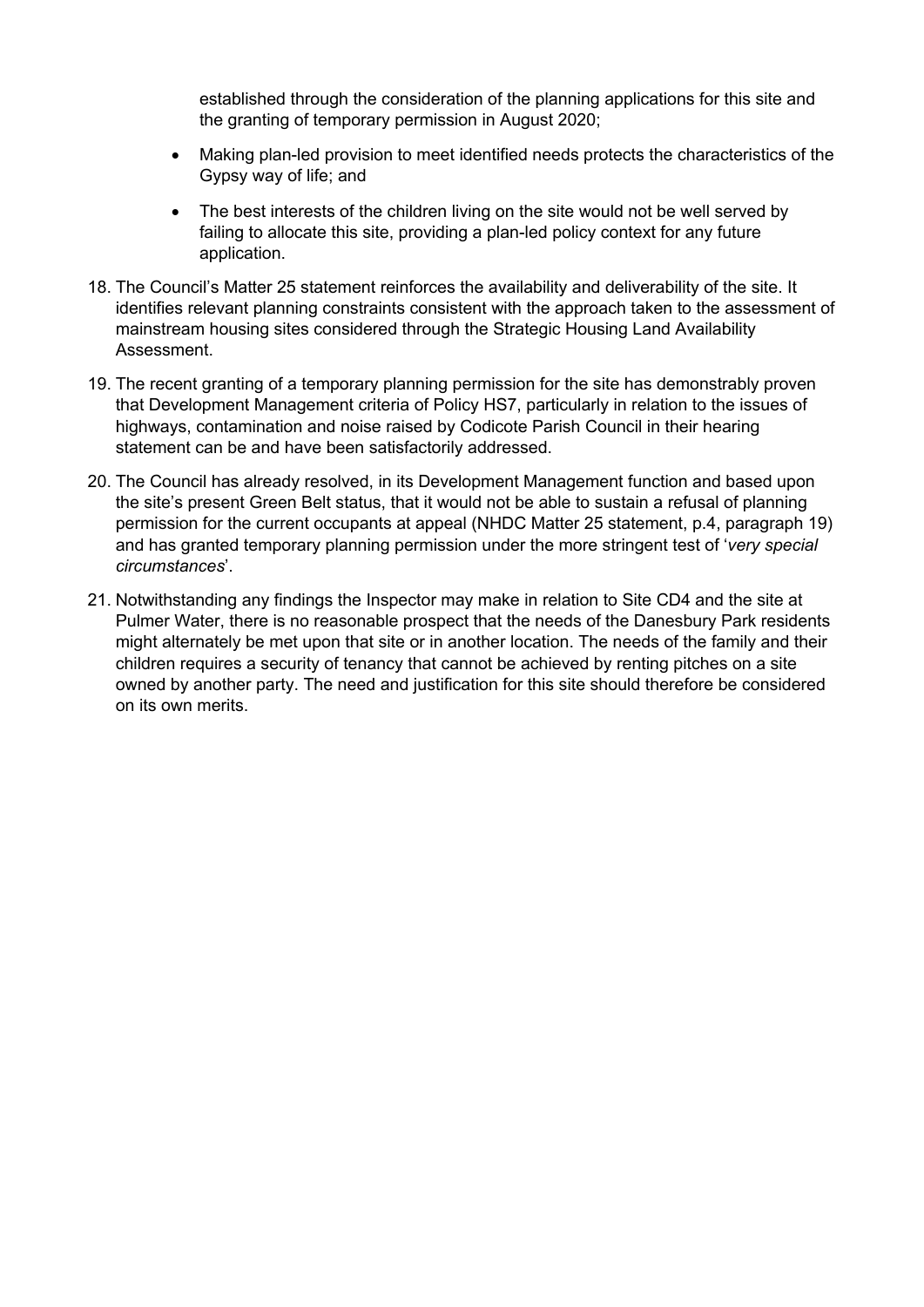established through the consideration of the planning applications for this site and the granting of temporary permission in August 2020;

- Making plan-led provision to meet identified needs protects the characteristics of the Gypsy way of life; and
- The best interests of the children living on the site would not be well served by failing to allocate this site, providing a plan-led policy context for any future application.

18. The Council's Matter 25 statement reinforces the availability and deliverability of the site. It identifies relevant planning constraints consistent with the approach taken to the assessment of mainstream housing sites considered through the Strategic Housing Land Availability Assessment.

19. The recent granting of a temporary planning permission for the site has demonstrably proven that Development Management criteria of Policy HS7, particularly in relation to the issues of highways, contamination and noise raised by Codicote Parish Council in their hearing statement can be and have been satisfactorily addressed.

20. The Council has already resolved, in its Development Management function and based upon the site's present Green Belt status, that it would not be able to sustain a refusal of planning permission for the current occupants at appeal (NHDC Matter 25 statement, p.4, paragraph 19) and has granted temporary planning permission under the more stringent test of '*very special circumstances*'.

21. Notwithstanding any findings the Inspector may make in relation to Site CD4 and the site at Pulmer Water, there is no reasonable prospect that the needs of the Danesbury Park residents might alternately be met upon that site or in another location. The needs of the family and their children requires a security of tenancy that cannot be achieved by renting pitches on a site owned by another party. The need and justification for this site should therefore be considered on its own merits.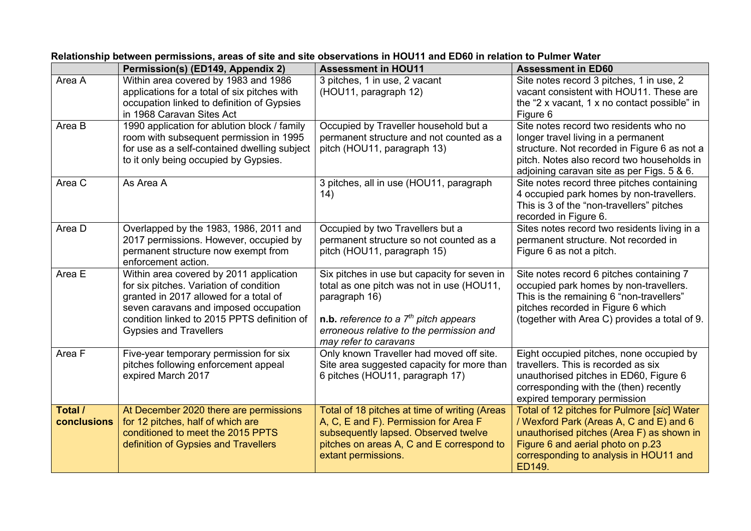**Relationship between permissions, areas of site and site observations in HOU11 and ED60 in relation to Pulmer Water**

| | Permission(s) (ED149, Appendix 2) | Assessment in HOU11 | Assessment in ED60 |
|---|---|---|---|
| Area A | Within area covered by 1983 and 1986 applications for a total of six pitches with occupation linked to definition of Gypsies in 1968 Caravan Sites Act | 3 pitches, 1 in use, 2 vacant (HOU11, paragraph 12) | Site notes record 3 pitches, 1 in use, 2 vacant consistent with HOU11. These are the "2 x vacant, 1 x no contact possible" in Figure 6 |
| Area B | 1990 application for ablution block / family room with subsequent permission in 1995 for use as a self-contained dwelling subject to it only being occupied by Gypsies. | Occupied by Traveller household but a permanent structure and not counted as a pitch (HOU11, paragraph 13) | Site notes record two residents who no longer travel living in a permanent structure. Not recorded in Figure 6 as not a pitch. Notes also record two households in adjoining caravan site as per Figs. 5 & 6. |
| Area C | As Area A | 3 pitches, all in use (HOU11, paragraph 14) | Site notes record three pitches containing 4 occupied park homes by non-travellers. This is 3 of the "non-travellers" pitches recorded in Figure 6. |
| Area D | Overlapped by the 1983, 1986, 2011 and 2017 permissions. However, occupied by permanent structure now exempt from enforcement action. | Occupied by two Travellers but a permanent structure so not counted as a pitch (HOU11, paragraph 15) | Sites notes record two residents living in a permanent structure. Not recorded in Figure 6 as not a pitch. |
| Area E | Within area covered by 2011 application for six pitches. Variation of condition granted in 2017 allowed for a total of seven caravans and imposed occupation condition linked to 2015 PPTS definition of Gypsies and Travellers | Six pitches in use but capacity for seven in total as one pitch was not in use (HOU11, paragraph 16)<br><br>**n.b.** *reference to a 7th pitch appears erroneous relative to the permission and may refer to caravans* | Site notes record 6 pitches containing 7 occupied park homes by non-travellers. This is the remaining 6 "non-travellers" pitches recorded in Figure 6 which (together with Area C) provides a total of 9. |
| Area F | Five-year temporary permission for six pitches following enforcement appeal expired March 2017 | Only known Traveller had moved off site. Site area suggested capacity for more than 6 pitches (HOU11, paragraph 17) | Eight occupied pitches, none occupied by travellers. This is recorded as six unauthorised pitches in ED60, Figure 6 corresponding with the (then) recently expired temporary permission |
| **Total / conclusions** | At December 2020 there are permissions for 12 pitches, half of which are conditioned to meet the 2015 PPTS definition of Gypsies and Travellers | Total of 18 pitches at time of writing (Areas A, C, E and F). Permission for Area F subsequently lapsed. Observed twelve pitches on areas A, C and E correspond to extant permissions. | Total of 12 pitches for Pulmore [*sic*] Water / Wexford Park (Areas A, C and E) and 6 unauthorised pitches (Area F) as shown in Figure 6 and aerial photo on p.23 corresponding to analysis in HOU11 and ED149. |